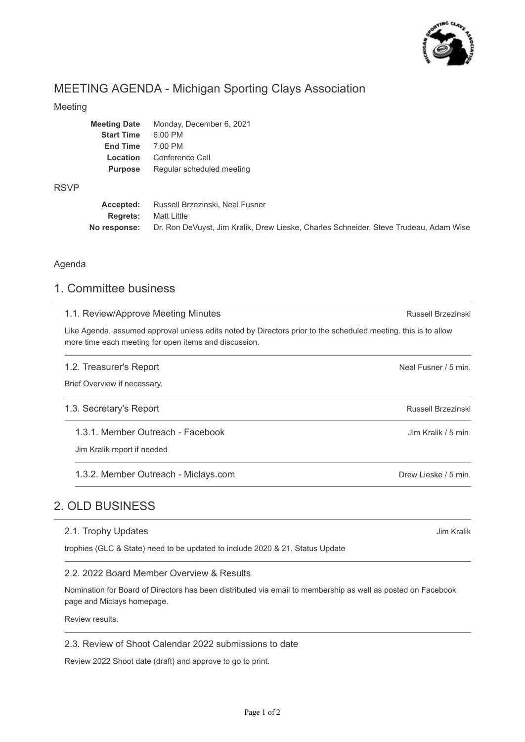# MEETING AGENDA - Michigan Sporting Clays Association

## Meeting

| | |
|---|---|
| **Meeting Date** | Monday, December 6, 2021 |
| **Start Time** | 6:00 PM |
| **End Time** | 7:00 PM |
| **Location** | Conference Call |
| **Purpose** | Regular scheduled meeting |

## RSVP

| | |
|---|---|
| **Accepted:** | Russell Brzezinski, Neal Fusner |
| **Regrets:** | Matt Little |
| **No response:** | Dr. Ron DeVuyst, Jim Kralik, Drew Lieske, Charles Schneider, Steve Trudeau, Adam Wise |

## Agenda

## 1. Committee business

### 1.1. Review/Approve Meeting Minutes

Russell Brzezinski

Like Agenda, assumed approval unless edits noted by Directors prior to the scheduled meeting. this is to allow more time each meeting for open items and discussion.

### 1.2. Treasurer's Report

Neal Fusner / 5 min.

Brief Overview if necessary.

### 1.3. Secretary's Report

Russell Brzezinski

#### 1.3.1. Member Outreach - Facebook

Jim Kralik / 5 min.

Jim Kralik report if needed

#### 1.3.2. Member Outreach - Miclays.com

Drew Lieske / 5 min.

## 2. OLD BUSINESS

### 2.1. Trophy Updates

Jim Kralik

trophies (GLC & State) need to be updated to include 2020 & 21. Status Update

### 2.2. 2022 Board Member Overview & Results

Nomination for Board of Directors has been distributed via email to membership as well as posted on Facebook page and Miclays homepage.

Review results.

### 2.3. Review of Shoot Calendar 2022 submissions to date

Review 2022 Shoot date (draft) and approve to go to print.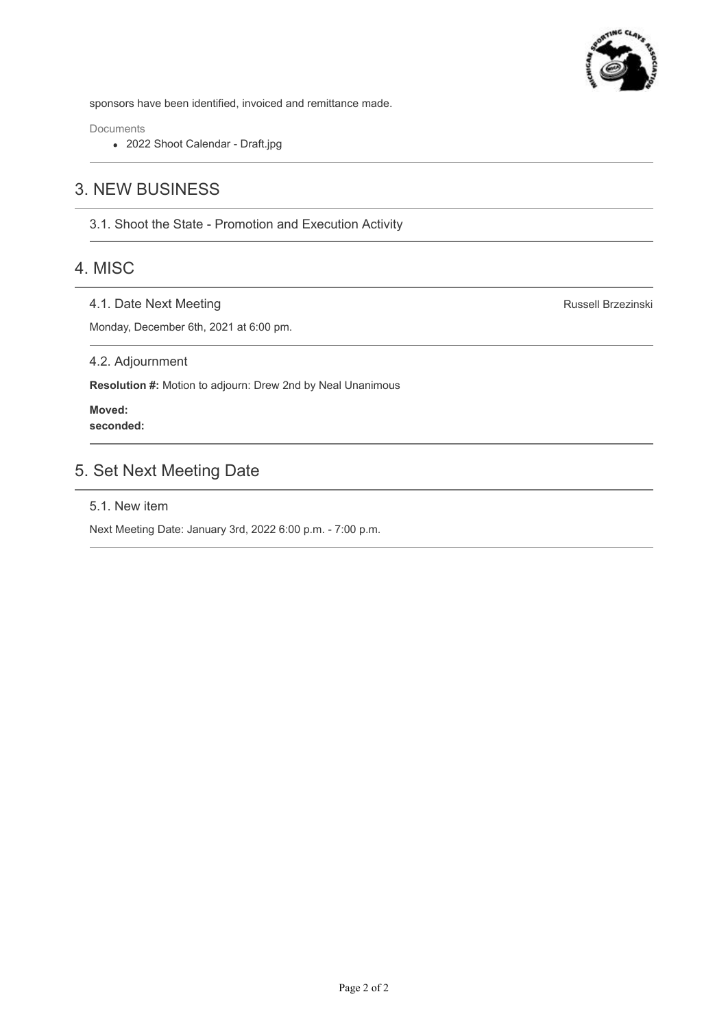sponsors have been identified, invoiced and remittance made.

Documents

- 2022 Shoot Calendar - Draft.jpg

## 3. NEW BUSINESS

### 3.1. Shoot the State - Promotion and Execution Activity

## 4. MISC

### 4.1. Date Next Meeting

Russell Brzezinski

Monday, December 6th, 2021 at 6:00 pm.

### 4.2. Adjournment

**Resolution #:** Motion to adjourn: Drew 2nd by Neal Unanimous

**Moved:**
**seconded:**

## 5. Set Next Meeting Date

### 5.1. New item

Next Meeting Date: January 3rd, 2022 6:00 p.m. - 7:00 p.m.